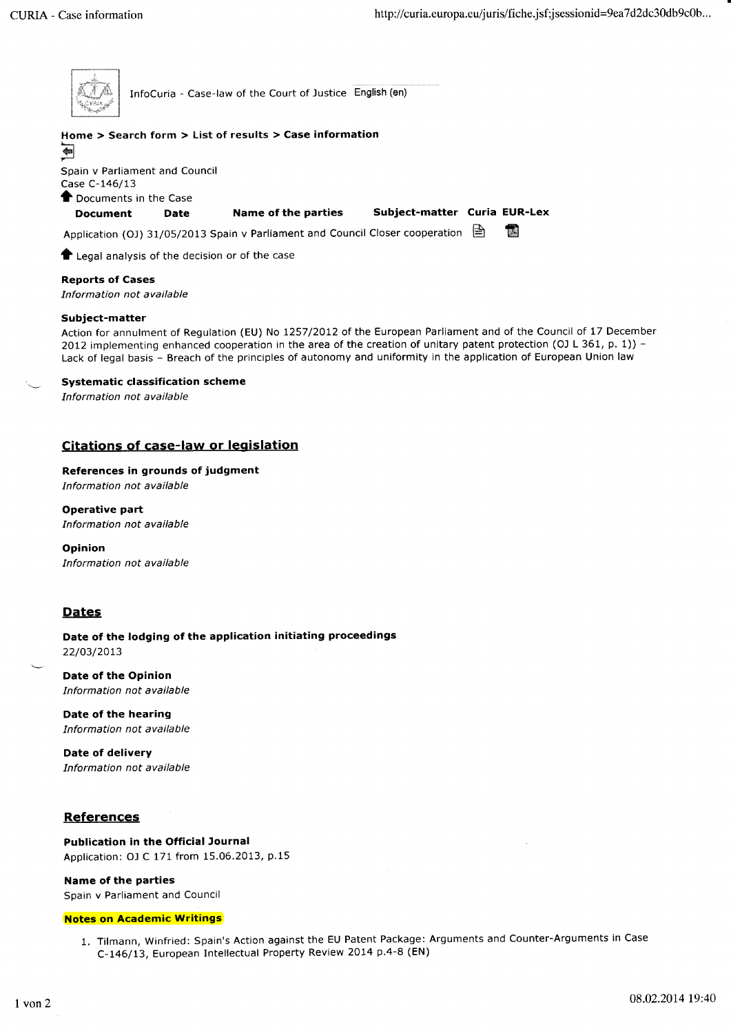InfoCuria - Case-law of the Court of Justice English (en)

**Home > Search form > List of results > Case information**

Spain v Parliament and Council
Case C-146/13

Documents in the Case

| Document | Date | Name of the parties | Subject-matter | Curia | EUR-Lex |
| --- | --- | --- | --- | --- | --- |
| Application (OJ) | 31/05/2013 | Spain v Parliament and Council | Closer cooperation | | |

Legal analysis of the decision or of the case

**Reports of Cases**
*Information not available*

**Subject-matter**
Action for annulment of Regulation (EU) No 1257/2012 of the European Parliament and of the Council of 17 December 2012 implementing enhanced cooperation in the area of the creation of unitary patent protection (OJ L 361, p. 1)) – Lack of legal basis – Breach of the principles of autonomy and uniformity in the application of European Union law

**Systematic classification scheme**
*Information not available*

## Citations of case-law or legislation

**References in grounds of judgment**
*Information not available*

**Operative part**
*Information not available*

**Opinion**
*Information not available*

## Dates

**Date of the lodging of the application initiating proceedings**
22/03/2013

**Date of the Opinion**
*Information not available*

**Date of the hearing**
*Information not available*

**Date of delivery**
*Information not available*

## References

**Publication in the Official Journal**
Application: OJ C 171 from 15.06.2013, p.15

**Name of the parties**
Spain v Parliament and Council

**Notes on Academic Writings**

1. Tilmann, Winfried: Spain's Action against the EU Patent Package: Arguments and Counter-Arguments in Case C-146/13, European Intellectual Property Review 2014 p.4-8 (EN)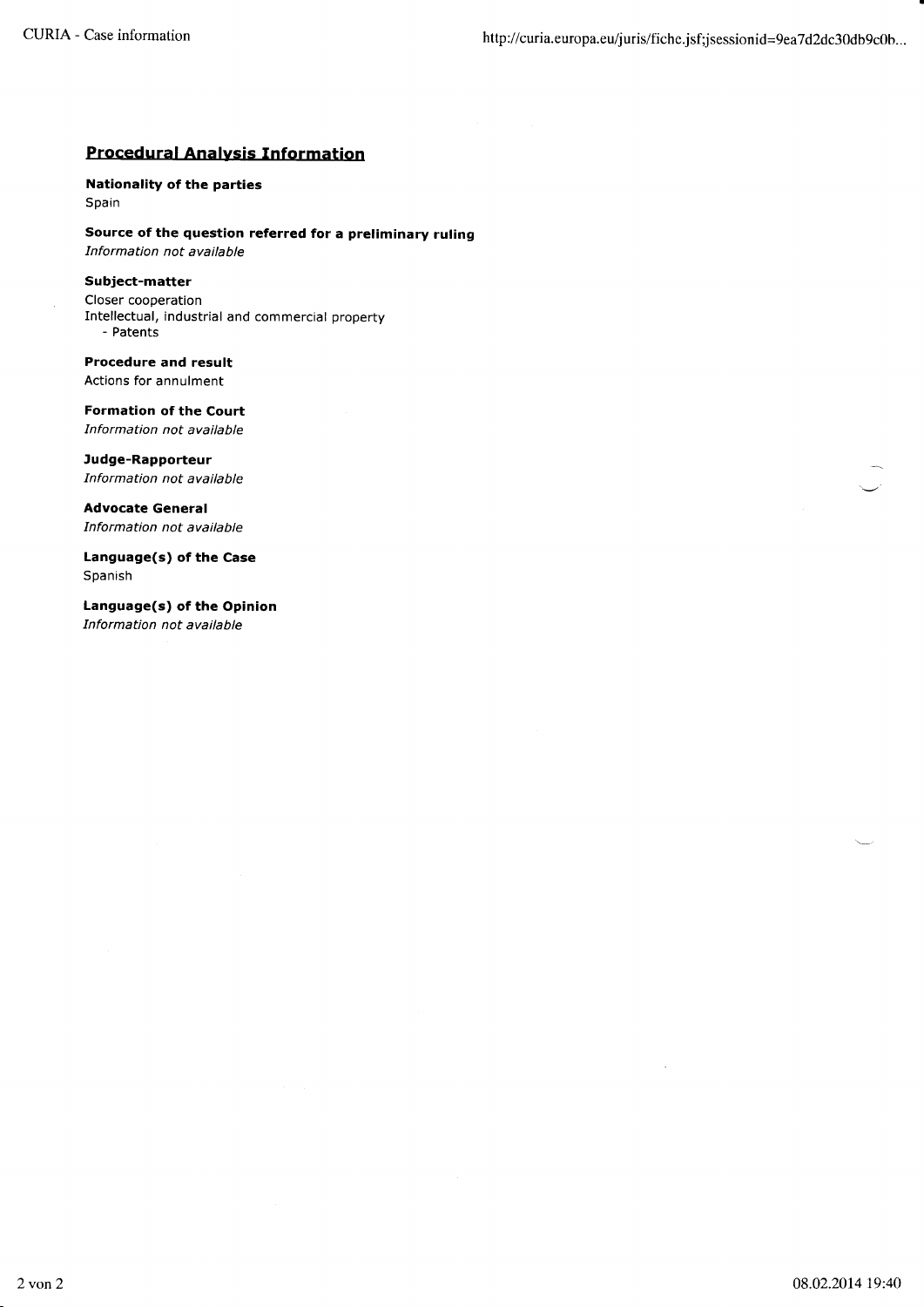## Procedural Analysis Information

**Nationality of the parties**
Spain

**Source of the question referred for a preliminary ruling**
*Information not available*

**Subject-matter**
Closer cooperation
Intellectual, industrial and commercial property
- Patents

**Procedure and result**
Actions for annulment

**Formation of the Court**
*Information not available*

**Judge-Rapporteur**
*Information not available*

**Advocate General**
*Information not available*

**Language(s) of the Case**
Spanish

**Language(s) of the Opinion**
*Information not available*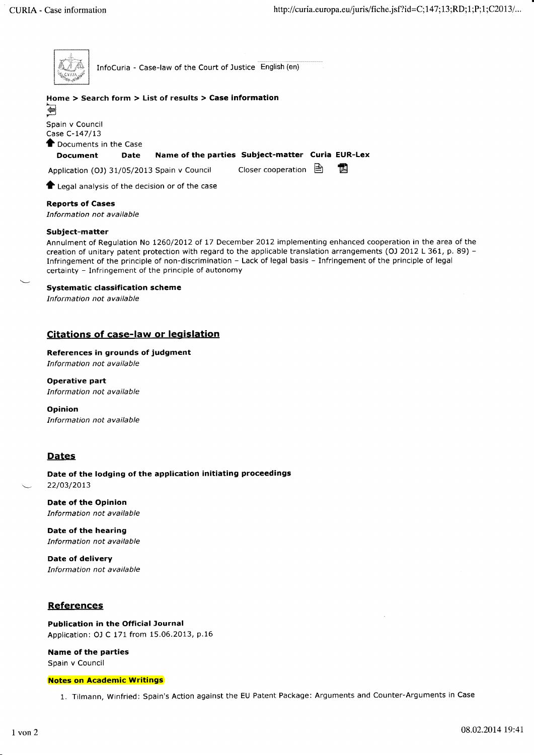InfoCuria - Case-law of the Court of Justice English (en)

**Home > Search form > List of results > Case information**

Spain v Council
Case C-147/13

Documents in the Case

| Document | Date | Name of the parties | Subject-matter | Curia | EUR-Lex |
|---|---|---|---|---|---|
| Application (OJ) | 31/05/2013 | Spain v Council | Closer cooperation | | |

Legal analysis of the decision or of the case

**Reports of Cases**
*Information not available*

**Subject-matter**
Annulment of Regulation No 1260/2012 of 17 December 2012 implementing enhanced cooperation in the area of the creation of unitary patent protection with regard to the applicable translation arrangements (OJ 2012 L 361, p. 89) – Infringement of the principle of non-discrimination – Lack of legal basis – Infringement of the principle of legal certainty – Infringement of the principle of autonomy

**Systematic classification scheme**
*Information not available*

## Citations of case-law or legislation

**References in grounds of judgment**
*Information not available*

**Operative part**
*Information not available*

**Opinion**
*Information not available*

## Dates

**Date of the lodging of the application initiating proceedings**
22/03/2013

**Date of the Opinion**
*Information not available*

**Date of the hearing**
*Information not available*

**Date of delivery**
*Information not available*

## References

**Publication in the Official Journal**
Application: OJ C 171 from 15.06.2013, p.16

**Name of the parties**
Spain v Council

**Notes on Academic Writings**

1. Tilmann, Winfried: Spain's Action against the EU Patent Package: Arguments and Counter-Arguments in Case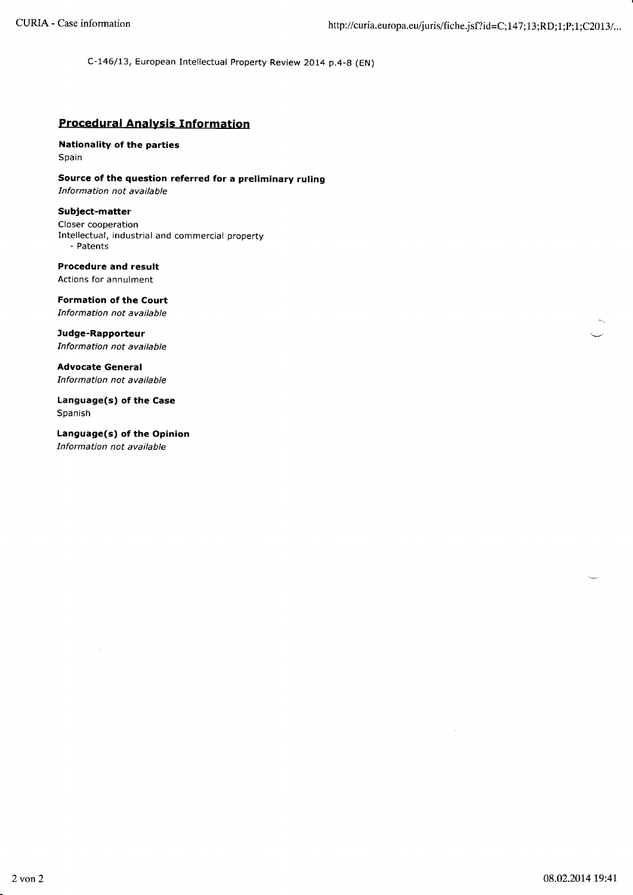C-146/13, European Intellectual Property Review 2014 p.4-8 (EN)

## Procedural Analysis Information

**Nationality of the parties**
Spain

**Source of the question referred for a preliminary ruling**
*Information not available*

**Subject-matter**
Closer cooperation
Intellectual, industrial and commercial property
- Patents

**Procedure and result**
Actions for annulment

**Formation of the Court**
*Information not available*

**Judge-Rapporteur**
*Information not available*

**Advocate General**
*Information not available*

**Language(s) of the Case**
Spanish

**Language(s) of the Opinion**
*Information not available*